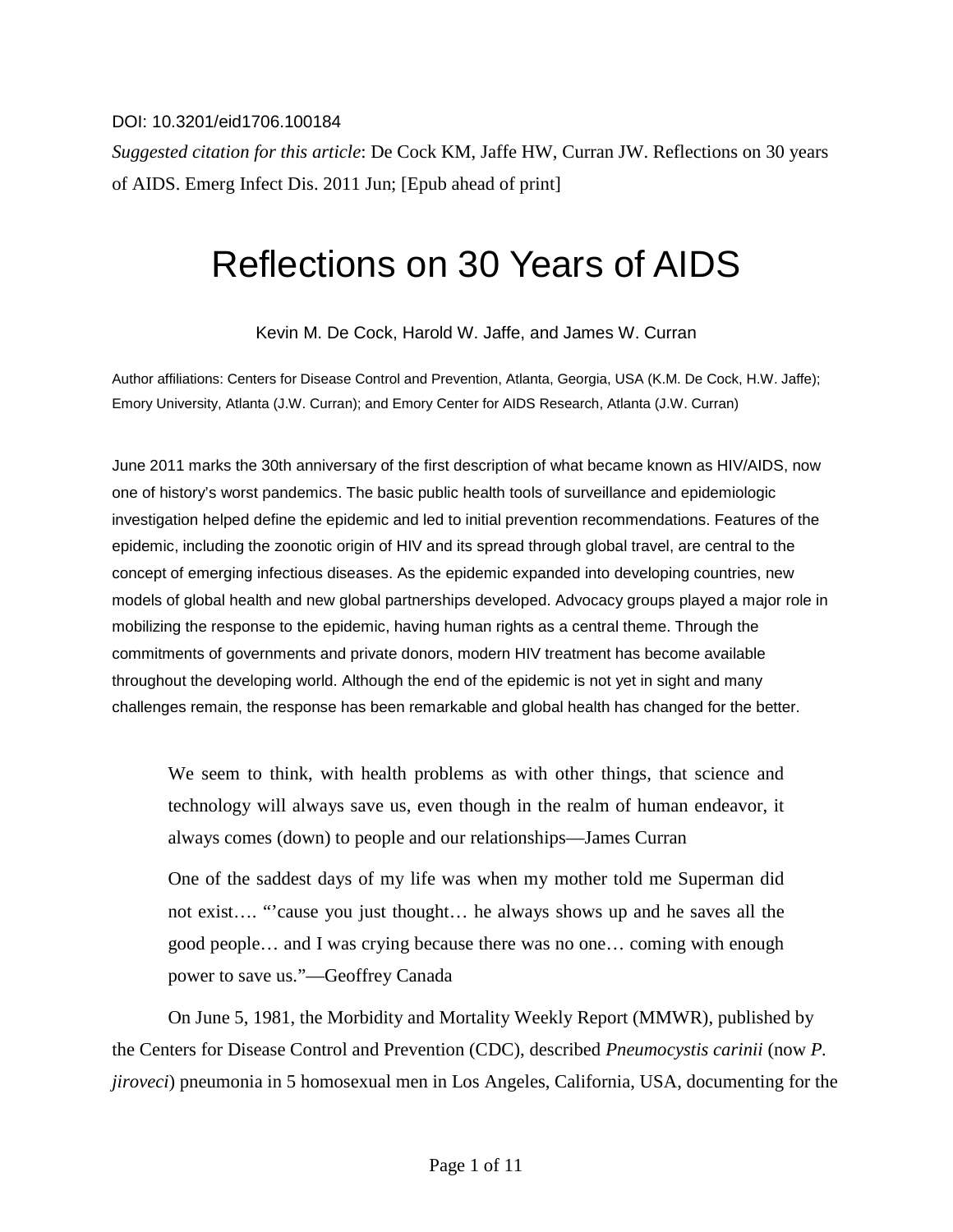DOI: 10.3201/eid1706.100184

*Suggested citation for this article*: De Cock KM, Jaffe HW, Curran JW. Reflections on 30 years of AIDS. Emerg Infect Dis. 2011 Jun; [Epub ahead of print]

# Reflections on 30 Years of AIDS

Kevin M. De Cock, Harold W. Jaffe, and James W. Curran

Author affiliations: Centers for Disease Control and Prevention, Atlanta, Georgia, USA (K.M. De Cock, H.W. Jaffe); Emory University, Atlanta (J.W. Curran); and Emory Center for AIDS Research, Atlanta (J.W. Curran)

June 2011 marks the 30th anniversary of the first description of what became known as HIV/AIDS, now one of history's worst pandemics. The basic public health tools of surveillance and epidemiologic investigation helped define the epidemic and led to initial prevention recommendations. Features of the epidemic, including the zoonotic origin of HIV and its spread through global travel, are central to the concept of emerging infectious diseases. As the epidemic expanded into developing countries, new models of global health and new global partnerships developed. Advocacy groups played a major role in mobilizing the response to the epidemic, having human rights as a central theme. Through the commitments of governments and private donors, modern HIV treatment has become available throughout the developing world. Although the end of the epidemic is not yet in sight and many challenges remain, the response has been remarkable and global health has changed for the better.

> We seem to think, with health problems as with other things, that science and technology will always save us, even though in the realm of human endeavor, it always comes (down) to people and our relationships—James Curran

> One of the saddest days of my life was when my mother told me Superman did not exist…. "'cause you just thought… he always shows up and he saves all the good people… and I was crying because there was no one… coming with enough power to save us."—Geoffrey Canada

On June 5, 1981, the Morbidity and Mortality Weekly Report (MMWR), published by the Centers for Disease Control and Prevention (CDC), described *Pneumocystis carinii* (now *P. jiroveci*) pneumonia in 5 homosexual men in Los Angeles, California, USA, documenting for the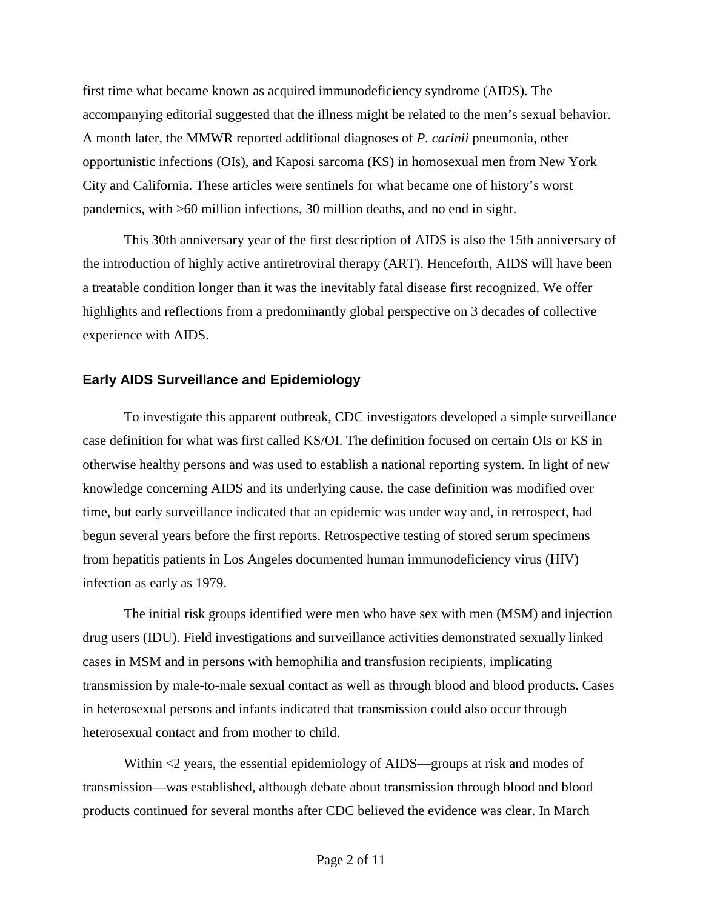first time what became known as acquired immunodeficiency syndrome (AIDS). The accompanying editorial suggested that the illness might be related to the men's sexual behavior. A month later, the MMWR reported additional diagnoses of *P. carinii* pneumonia, other opportunistic infections (OIs), and Kaposi sarcoma (KS) in homosexual men from New York City and California. These articles were sentinels for what became one of history's worst pandemics, with >60 million infections, 30 million deaths, and no end in sight.

This 30th anniversary year of the first description of AIDS is also the 15th anniversary of the introduction of highly active antiretroviral therapy (ART). Henceforth, AIDS will have been a treatable condition longer than it was the inevitably fatal disease first recognized. We offer highlights and reflections from a predominantly global perspective on 3 decades of collective experience with AIDS.

## Early AIDS Surveillance and Epidemiology

To investigate this apparent outbreak, CDC investigators developed a simple surveillance case definition for what was first called KS/OI. The definition focused on certain OIs or KS in otherwise healthy persons and was used to establish a national reporting system. In light of new knowledge concerning AIDS and its underlying cause, the case definition was modified over time, but early surveillance indicated that an epidemic was under way and, in retrospect, had begun several years before the first reports. Retrospective testing of stored serum specimens from hepatitis patients in Los Angeles documented human immunodeficiency virus (HIV) infection as early as 1979.

The initial risk groups identified were men who have sex with men (MSM) and injection drug users (IDU). Field investigations and surveillance activities demonstrated sexually linked cases in MSM and in persons with hemophilia and transfusion recipients, implicating transmission by male-to-male sexual contact as well as through blood and blood products. Cases in heterosexual persons and infants indicated that transmission could also occur through heterosexual contact and from mother to child.

Within <2 years, the essential epidemiology of AIDS—groups at risk and modes of transmission—was established, although debate about transmission through blood and blood products continued for several months after CDC believed the evidence was clear. In March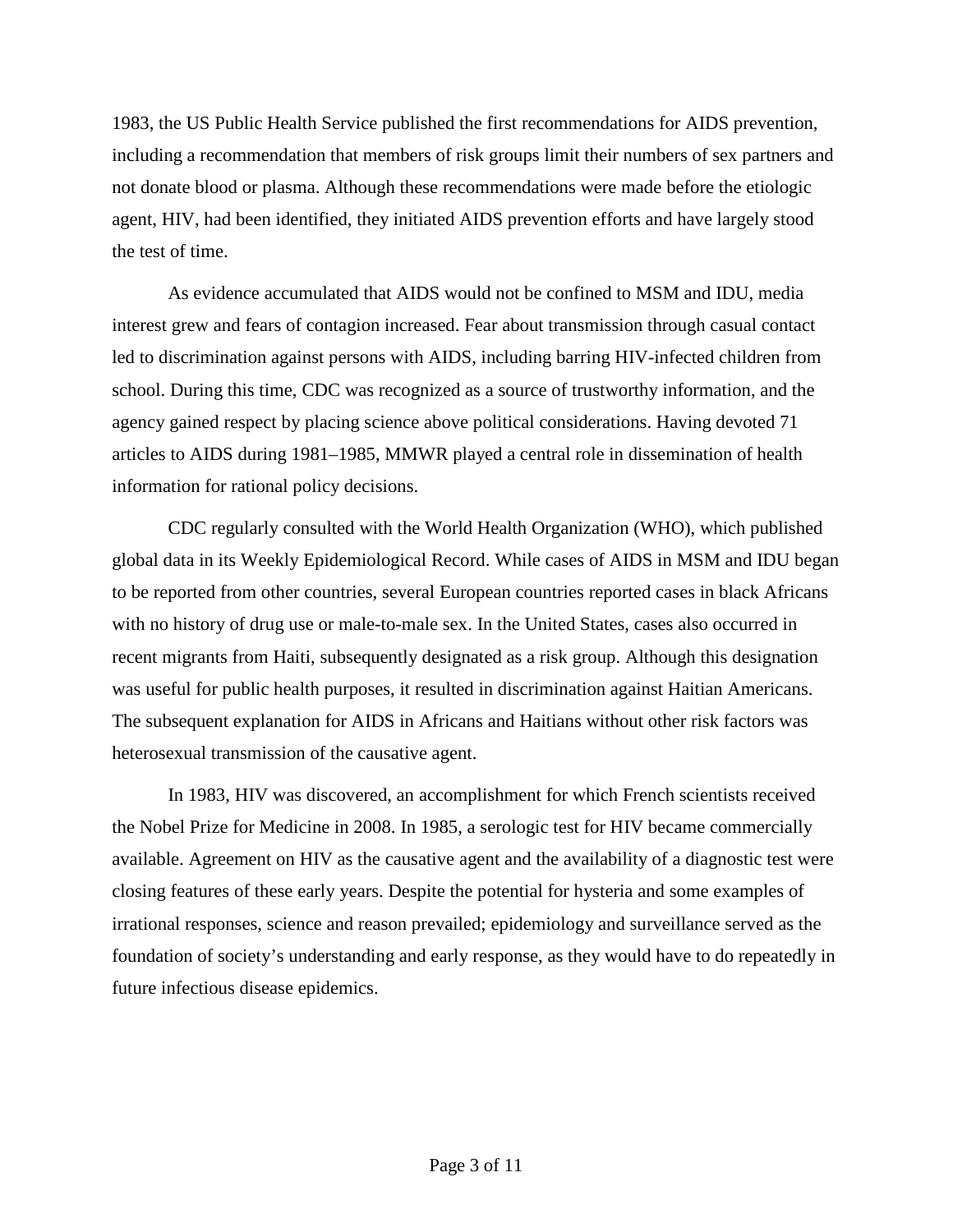1983, the US Public Health Service published the first recommendations for AIDS prevention, including a recommendation that members of risk groups limit their numbers of sex partners and not donate blood or plasma. Although these recommendations were made before the etiologic agent, HIV, had been identified, they initiated AIDS prevention efforts and have largely stood the test of time.

As evidence accumulated that AIDS would not be confined to MSM and IDU, media interest grew and fears of contagion increased. Fear about transmission through casual contact led to discrimination against persons with AIDS, including barring HIV-infected children from school. During this time, CDC was recognized as a source of trustworthy information, and the agency gained respect by placing science above political considerations. Having devoted 71 articles to AIDS during 1981–1985, MMWR played a central role in dissemination of health information for rational policy decisions.

CDC regularly consulted with the World Health Organization (WHO), which published global data in its Weekly Epidemiological Record. While cases of AIDS in MSM and IDU began to be reported from other countries, several European countries reported cases in black Africans with no history of drug use or male-to-male sex. In the United States, cases also occurred in recent migrants from Haiti, subsequently designated as a risk group. Although this designation was useful for public health purposes, it resulted in discrimination against Haitian Americans. The subsequent explanation for AIDS in Africans and Haitians without other risk factors was heterosexual transmission of the causative agent.

In 1983, HIV was discovered, an accomplishment for which French scientists received the Nobel Prize for Medicine in 2008. In 1985, a serologic test for HIV became commercially available. Agreement on HIV as the causative agent and the availability of a diagnostic test were closing features of these early years. Despite the potential for hysteria and some examples of irrational responses, science and reason prevailed; epidemiology and surveillance served as the foundation of society's understanding and early response, as they would have to do repeatedly in future infectious disease epidemics.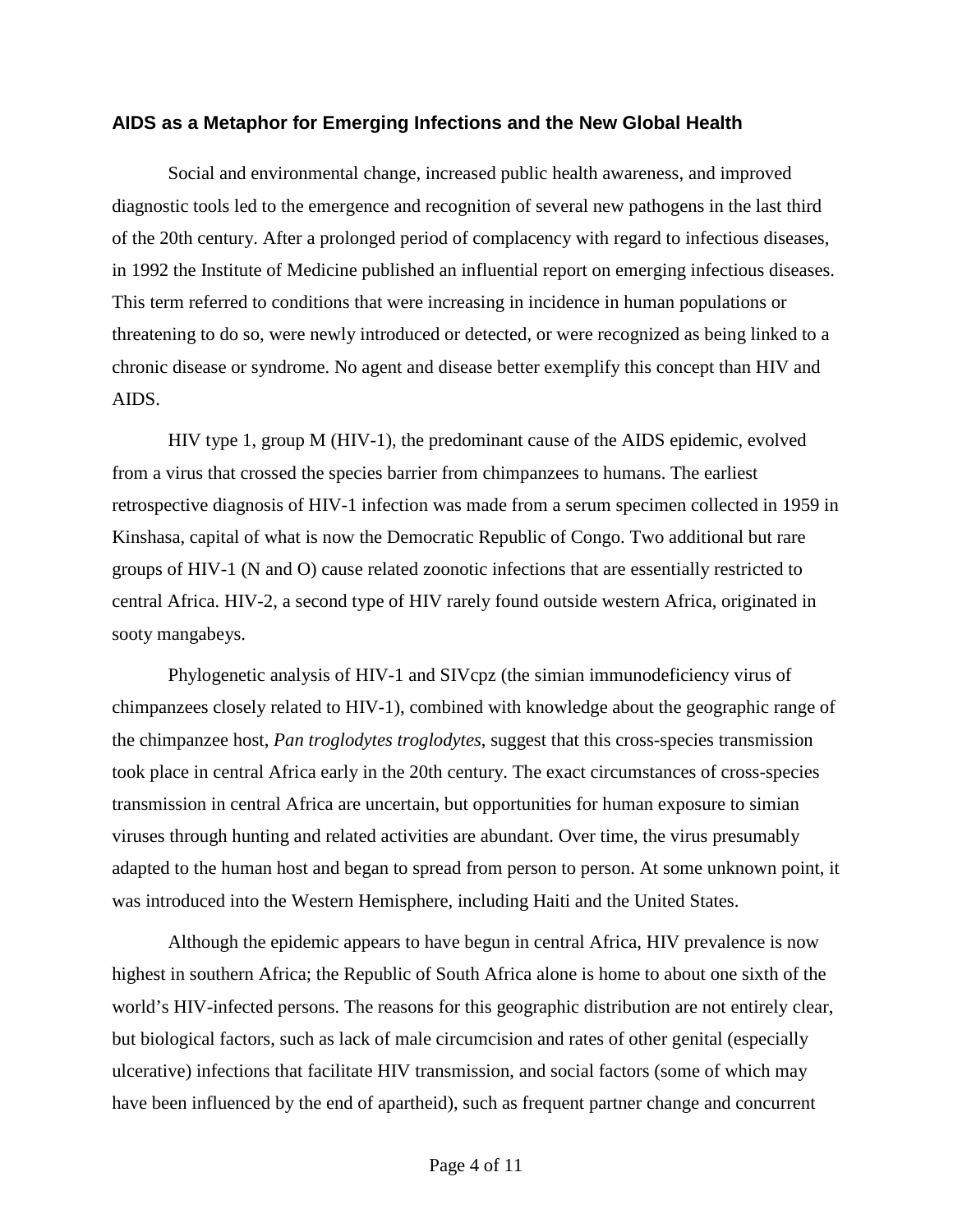## AIDS as a Metaphor for Emerging Infections and the New Global Health

Social and environmental change, increased public health awareness, and improved diagnostic tools led to the emergence and recognition of several new pathogens in the last third of the 20th century. After a prolonged period of complacency with regard to infectious diseases, in 1992 the Institute of Medicine published an influential report on emerging infectious diseases. This term referred to conditions that were increasing in incidence in human populations or threatening to do so, were newly introduced or detected, or were recognized as being linked to a chronic disease or syndrome. No agent and disease better exemplify this concept than HIV and AIDS.

HIV type 1, group M (HIV-1), the predominant cause of the AIDS epidemic, evolved from a virus that crossed the species barrier from chimpanzees to humans. The earliest retrospective diagnosis of HIV-1 infection was made from a serum specimen collected in 1959 in Kinshasa, capital of what is now the Democratic Republic of Congo. Two additional but rare groups of HIV-1 (N and O) cause related zoonotic infections that are essentially restricted to central Africa. HIV-2, a second type of HIV rarely found outside western Africa, originated in sooty mangabeys.

Phylogenetic analysis of HIV-1 and SIVcpz (the simian immunodeficiency virus of chimpanzees closely related to HIV-1), combined with knowledge about the geographic range of the chimpanzee host, *Pan troglodytes troglodytes*, suggest that this cross-species transmission took place in central Africa early in the 20th century. The exact circumstances of cross-species transmission in central Africa are uncertain, but opportunities for human exposure to simian viruses through hunting and related activities are abundant. Over time, the virus presumably adapted to the human host and began to spread from person to person. At some unknown point, it was introduced into the Western Hemisphere, including Haiti and the United States.

Although the epidemic appears to have begun in central Africa, HIV prevalence is now highest in southern Africa; the Republic of South Africa alone is home to about one sixth of the world's HIV-infected persons. The reasons for this geographic distribution are not entirely clear, but biological factors, such as lack of male circumcision and rates of other genital (especially ulcerative) infections that facilitate HIV transmission, and social factors (some of which may have been influenced by the end of apartheid), such as frequent partner change and concurrent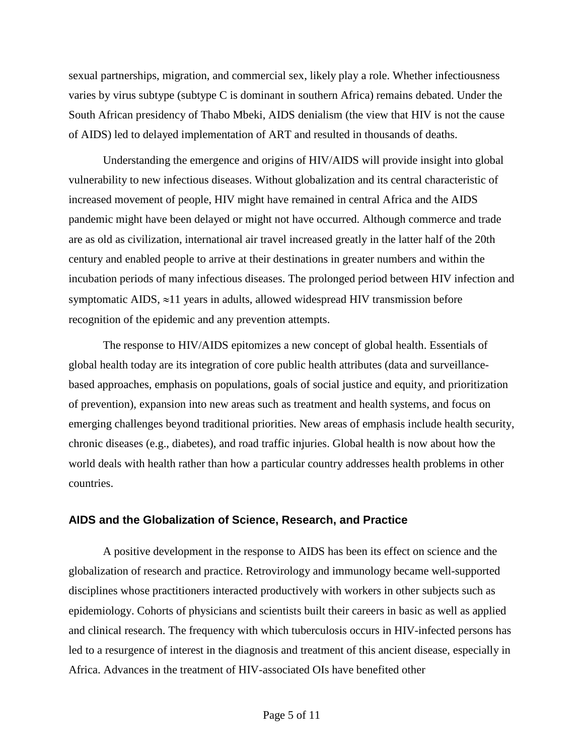sexual partnerships, migration, and commercial sex, likely play a role. Whether infectiousness varies by virus subtype (subtype C is dominant in southern Africa) remains debated. Under the South African presidency of Thabo Mbeki, AIDS denialism (the view that HIV is not the cause of AIDS) led to delayed implementation of ART and resulted in thousands of deaths.

Understanding the emergence and origins of HIV/AIDS will provide insight into global vulnerability to new infectious diseases. Without globalization and its central characteristic of increased movement of people, HIV might have remained in central Africa and the AIDS pandemic might have been delayed or might not have occurred. Although commerce and trade are as old as civilization, international air travel increased greatly in the latter half of the 20th century and enabled people to arrive at their destinations in greater numbers and within the incubation periods of many infectious diseases. The prolonged period between HIV infection and symptomatic AIDS, $\approx$11 years in adults, allowed widespread HIV transmission before recognition of the epidemic and any prevention attempts.

The response to HIV/AIDS epitomizes a new concept of global health. Essentials of global health today are its integration of core public health attributes (data and surveillance-based approaches, emphasis on populations, goals of social justice and equity, and prioritization of prevention), expansion into new areas such as treatment and health systems, and focus on emerging challenges beyond traditional priorities. New areas of emphasis include health security, chronic diseases (e.g., diabetes), and road traffic injuries. Global health is now about how the world deals with health rather than how a particular country addresses health problems in other countries.

## AIDS and the Globalization of Science, Research, and Practice

A positive development in the response to AIDS has been its effect on science and the globalization of research and practice. Retrovirology and immunology became well-supported disciplines whose practitioners interacted productively with workers in other subjects such as epidemiology. Cohorts of physicians and scientists built their careers in basic as well as applied and clinical research. The frequency with which tuberculosis occurs in HIV-infected persons has led to a resurgence of interest in the diagnosis and treatment of this ancient disease, especially in Africa. Advances in the treatment of HIV-associated OIs have benefited other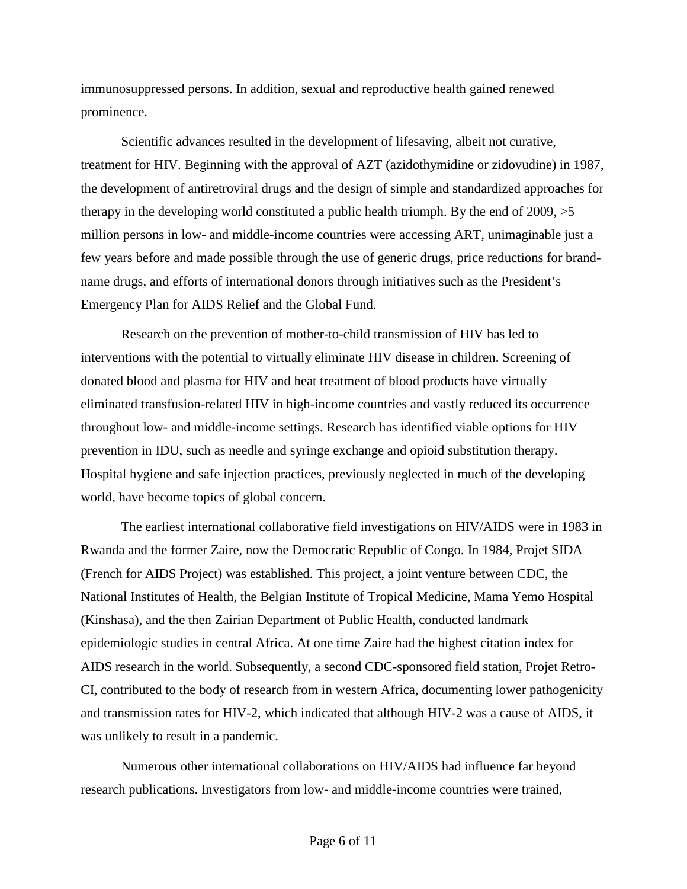immunosuppressed persons. In addition, sexual and reproductive health gained renewed prominence.

Scientific advances resulted in the development of lifesaving, albeit not curative, treatment for HIV. Beginning with the approval of AZT (azidothymidine or zidovudine) in 1987, the development of antiretroviral drugs and the design of simple and standardized approaches for therapy in the developing world constituted a public health triumph. By the end of 2009, >5 million persons in low- and middle-income countries were accessing ART, unimaginable just a few years before and made possible through the use of generic drugs, price reductions for brand-name drugs, and efforts of international donors through initiatives such as the President's Emergency Plan for AIDS Relief and the Global Fund.

Research on the prevention of mother-to-child transmission of HIV has led to interventions with the potential to virtually eliminate HIV disease in children. Screening of donated blood and plasma for HIV and heat treatment of blood products have virtually eliminated transfusion-related HIV in high-income countries and vastly reduced its occurrence throughout low- and middle-income settings. Research has identified viable options for HIV prevention in IDU, such as needle and syringe exchange and opioid substitution therapy. Hospital hygiene and safe injection practices, previously neglected in much of the developing world, have become topics of global concern.

The earliest international collaborative field investigations on HIV/AIDS were in 1983 in Rwanda and the former Zaire, now the Democratic Republic of Congo. In 1984, Projet SIDA (French for AIDS Project) was established. This project, a joint venture between CDC, the National Institutes of Health, the Belgian Institute of Tropical Medicine, Mama Yemo Hospital (Kinshasa), and the then Zairian Department of Public Health, conducted landmark epidemiologic studies in central Africa. At one time Zaire had the highest citation index for AIDS research in the world. Subsequently, a second CDC-sponsored field station, Projet Retro-CI, contributed to the body of research from in western Africa, documenting lower pathogenicity and transmission rates for HIV-2, which indicated that although HIV-2 was a cause of AIDS, it was unlikely to result in a pandemic.

Numerous other international collaborations on HIV/AIDS had influence far beyond research publications. Investigators from low- and middle-income countries were trained,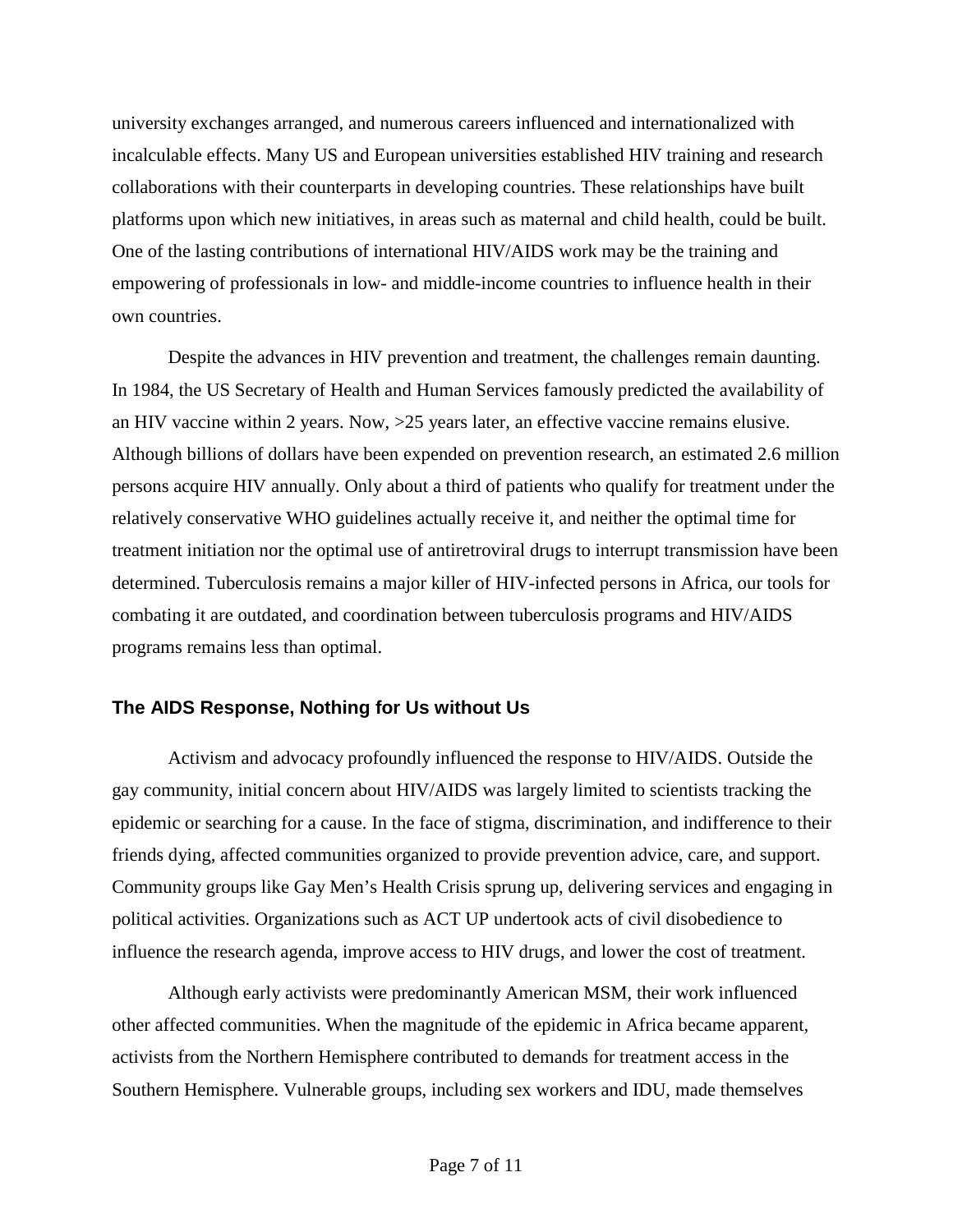university exchanges arranged, and numerous careers influenced and internationalized with incalculable effects. Many US and European universities established HIV training and research collaborations with their counterparts in developing countries. These relationships have built platforms upon which new initiatives, in areas such as maternal and child health, could be built. One of the lasting contributions of international HIV/AIDS work may be the training and empowering of professionals in low- and middle-income countries to influence health in their own countries.

Despite the advances in HIV prevention and treatment, the challenges remain daunting. In 1984, the US Secretary of Health and Human Services famously predicted the availability of an HIV vaccine within 2 years. Now, >25 years later, an effective vaccine remains elusive. Although billions of dollars have been expended on prevention research, an estimated 2.6 million persons acquire HIV annually. Only about a third of patients who qualify for treatment under the relatively conservative WHO guidelines actually receive it, and neither the optimal time for treatment initiation nor the optimal use of antiretroviral drugs to interrupt transmission have been determined. Tuberculosis remains a major killer of HIV-infected persons in Africa, our tools for combating it are outdated, and coordination between tuberculosis programs and HIV/AIDS programs remains less than optimal.

## The AIDS Response, Nothing for Us without Us

Activism and advocacy profoundly influenced the response to HIV/AIDS. Outside the gay community, initial concern about HIV/AIDS was largely limited to scientists tracking the epidemic or searching for a cause. In the face of stigma, discrimination, and indifference to their friends dying, affected communities organized to provide prevention advice, care, and support. Community groups like Gay Men's Health Crisis sprung up, delivering services and engaging in political activities. Organizations such as ACT UP undertook acts of civil disobedience to influence the research agenda, improve access to HIV drugs, and lower the cost of treatment.

Although early activists were predominantly American MSM, their work influenced other affected communities. When the magnitude of the epidemic in Africa became apparent, activists from the Northern Hemisphere contributed to demands for treatment access in the Southern Hemisphere. Vulnerable groups, including sex workers and IDU, made themselves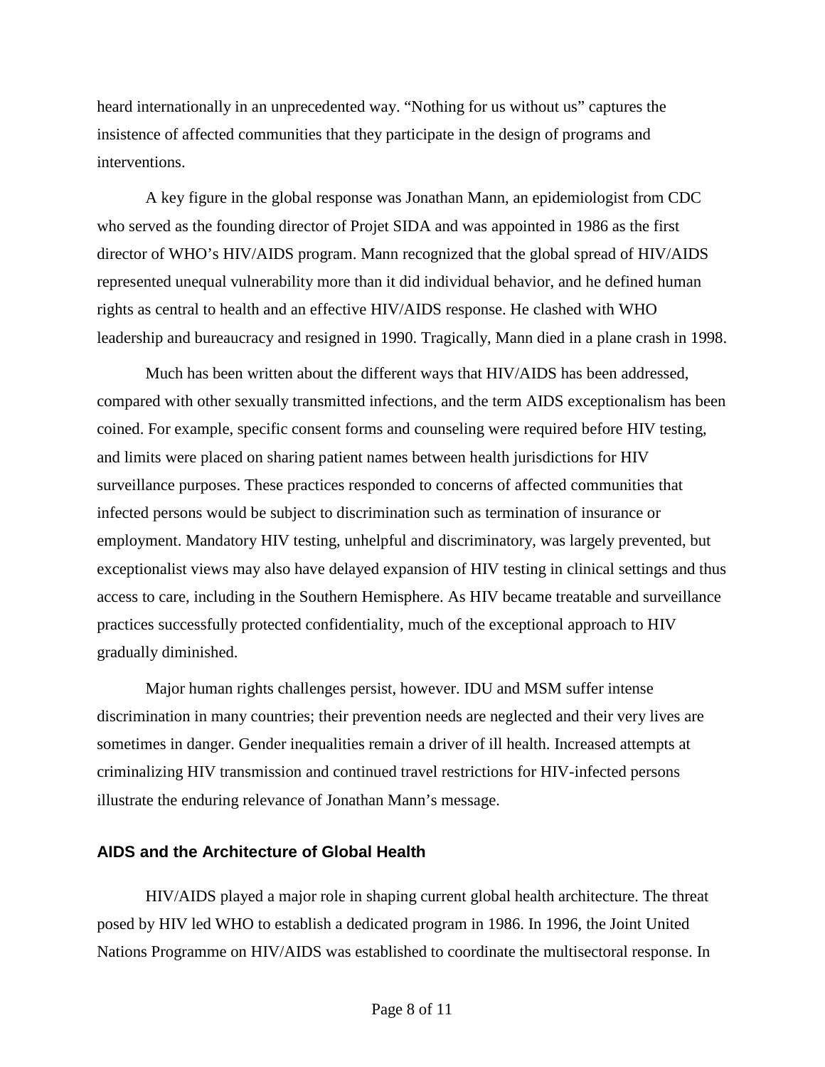heard internationally in an unprecedented way. "Nothing for us without us" captures the insistence of affected communities that they participate in the design of programs and interventions.

A key figure in the global response was Jonathan Mann, an epidemiologist from CDC who served as the founding director of Projet SIDA and was appointed in 1986 as the first director of WHO's HIV/AIDS program. Mann recognized that the global spread of HIV/AIDS represented unequal vulnerability more than it did individual behavior, and he defined human rights as central to health and an effective HIV/AIDS response. He clashed with WHO leadership and bureaucracy and resigned in 1990. Tragically, Mann died in a plane crash in 1998.

Much has been written about the different ways that HIV/AIDS has been addressed, compared with other sexually transmitted infections, and the term AIDS exceptionalism has been coined. For example, specific consent forms and counseling were required before HIV testing, and limits were placed on sharing patient names between health jurisdictions for HIV surveillance purposes. These practices responded to concerns of affected communities that infected persons would be subject to discrimination such as termination of insurance or employment. Mandatory HIV testing, unhelpful and discriminatory, was largely prevented, but exceptionalist views may also have delayed expansion of HIV testing in clinical settings and thus access to care, including in the Southern Hemisphere. As HIV became treatable and surveillance practices successfully protected confidentiality, much of the exceptional approach to HIV gradually diminished.

Major human rights challenges persist, however. IDU and MSM suffer intense discrimination in many countries; their prevention needs are neglected and their very lives are sometimes in danger. Gender inequalities remain a driver of ill health. Increased attempts at criminalizing HIV transmission and continued travel restrictions for HIV-infected persons illustrate the enduring relevance of Jonathan Mann's message.

## AIDS and the Architecture of Global Health

HIV/AIDS played a major role in shaping current global health architecture. The threat posed by HIV led WHO to establish a dedicated program in 1986. In 1996, the Joint United Nations Programme on HIV/AIDS was established to coordinate the multisectoral response. In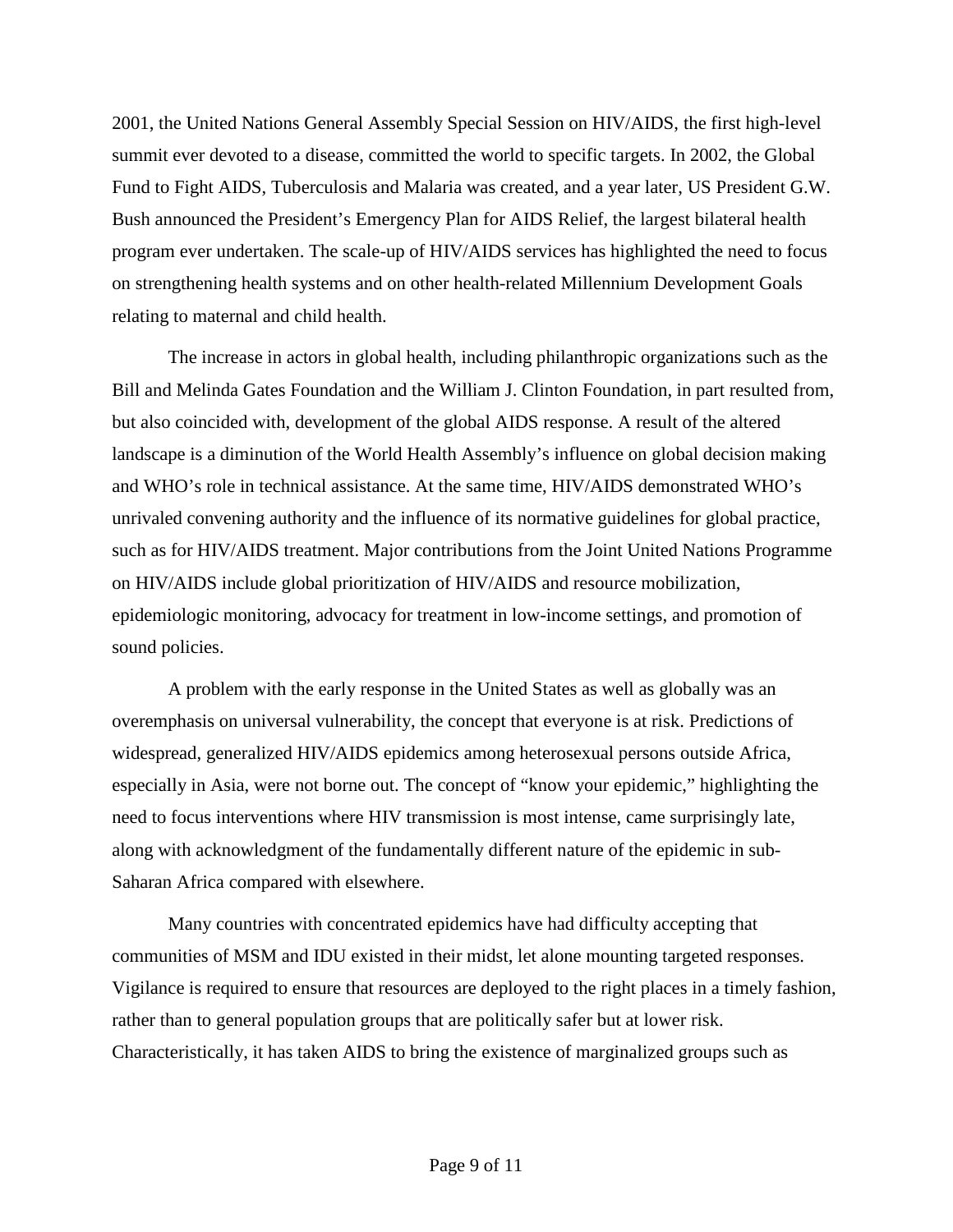2001, the United Nations General Assembly Special Session on HIV/AIDS, the first high-level summit ever devoted to a disease, committed the world to specific targets. In 2002, the Global Fund to Fight AIDS, Tuberculosis and Malaria was created, and a year later, US President G.W. Bush announced the President's Emergency Plan for AIDS Relief, the largest bilateral health program ever undertaken. The scale-up of HIV/AIDS services has highlighted the need to focus on strengthening health systems and on other health-related Millennium Development Goals relating to maternal and child health.

The increase in actors in global health, including philanthropic organizations such as the Bill and Melinda Gates Foundation and the William J. Clinton Foundation, in part resulted from, but also coincided with, development of the global AIDS response. A result of the altered landscape is a diminution of the World Health Assembly's influence on global decision making and WHO's role in technical assistance. At the same time, HIV/AIDS demonstrated WHO's unrivaled convening authority and the influence of its normative guidelines for global practice, such as for HIV/AIDS treatment. Major contributions from the Joint United Nations Programme on HIV/AIDS include global prioritization of HIV/AIDS and resource mobilization, epidemiologic monitoring, advocacy for treatment in low-income settings, and promotion of sound policies.

A problem with the early response in the United States as well as globally was an overemphasis on universal vulnerability, the concept that everyone is at risk. Predictions of widespread, generalized HIV/AIDS epidemics among heterosexual persons outside Africa, especially in Asia, were not borne out. The concept of "know your epidemic," highlighting the need to focus interventions where HIV transmission is most intense, came surprisingly late, along with acknowledgment of the fundamentally different nature of the epidemic in sub-Saharan Africa compared with elsewhere.

Many countries with concentrated epidemics have had difficulty accepting that communities of MSM and IDU existed in their midst, let alone mounting targeted responses. Vigilance is required to ensure that resources are deployed to the right places in a timely fashion, rather than to general population groups that are politically safer but at lower risk. Characteristically, it has taken AIDS to bring the existence of marginalized groups such as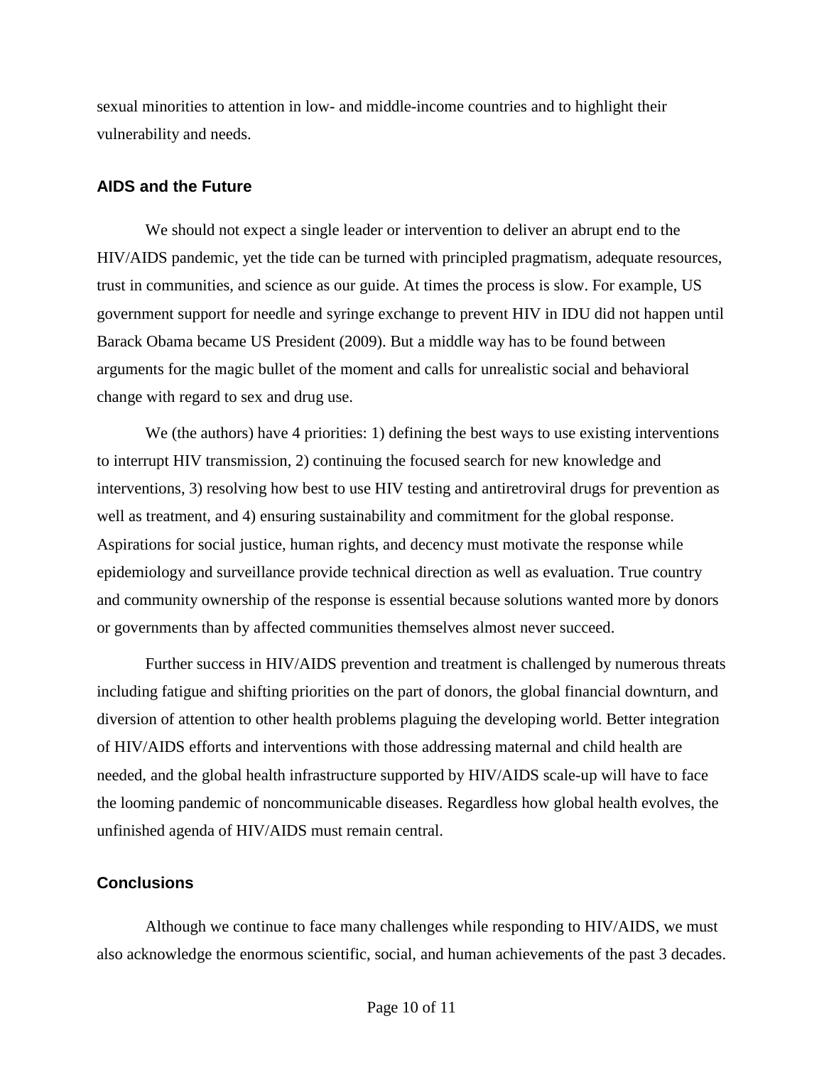sexual minorities to attention in low- and middle-income countries and to highlight their vulnerability and needs.

## AIDS and the Future

We should not expect a single leader or intervention to deliver an abrupt end to the HIV/AIDS pandemic, yet the tide can be turned with principled pragmatism, adequate resources, trust in communities, and science as our guide. At times the process is slow. For example, US government support for needle and syringe exchange to prevent HIV in IDU did not happen until Barack Obama became US President (2009). But a middle way has to be found between arguments for the magic bullet of the moment and calls for unrealistic social and behavioral change with regard to sex and drug use.

We (the authors) have 4 priorities: 1) defining the best ways to use existing interventions to interrupt HIV transmission, 2) continuing the focused search for new knowledge and interventions, 3) resolving how best to use HIV testing and antiretroviral drugs for prevention as well as treatment, and 4) ensuring sustainability and commitment for the global response. Aspirations for social justice, human rights, and decency must motivate the response while epidemiology and surveillance provide technical direction as well as evaluation. True country and community ownership of the response is essential because solutions wanted more by donors or governments than by affected communities themselves almost never succeed.

Further success in HIV/AIDS prevention and treatment is challenged by numerous threats including fatigue and shifting priorities on the part of donors, the global financial downturn, and diversion of attention to other health problems plaguing the developing world. Better integration of HIV/AIDS efforts and interventions with those addressing maternal and child health are needed, and the global health infrastructure supported by HIV/AIDS scale-up will have to face the looming pandemic of noncommunicable diseases. Regardless how global health evolves, the unfinished agenda of HIV/AIDS must remain central.

## Conclusions

Although we continue to face many challenges while responding to HIV/AIDS, we must also acknowledge the enormous scientific, social, and human achievements of the past 3 decades.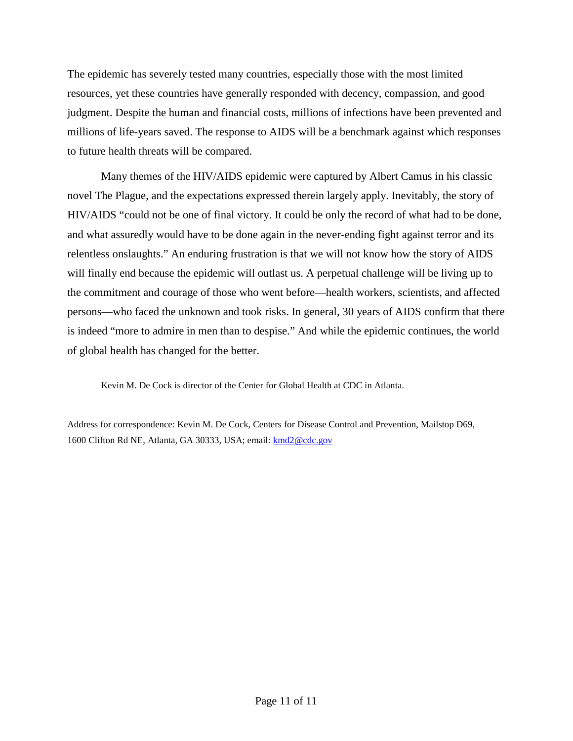The epidemic has severely tested many countries, especially those with the most limited resources, yet these countries have generally responded with decency, compassion, and good judgment. Despite the human and financial costs, millions of infections have been prevented and millions of life-years saved. The response to AIDS will be a benchmark against which responses to future health threats will be compared.

Many themes of the HIV/AIDS epidemic were captured by Albert Camus in his classic novel The Plague, and the expectations expressed therein largely apply. Inevitably, the story of HIV/AIDS "could not be one of final victory. It could be only the record of what had to be done, and what assuredly would have to be done again in the never-ending fight against terror and its relentless onslaughts." An enduring frustration is that we will not know how the story of AIDS will finally end because the epidemic will outlast us. A perpetual challenge will be living up to the commitment and courage of those who went before—health workers, scientists, and affected persons—who faced the unknown and took risks. In general, 30 years of AIDS confirm that there is indeed "more to admire in men than to despise." And while the epidemic continues, the world of global health has changed for the better.

Kevin M. De Cock is director of the Center for Global Health at CDC in Atlanta.

Address for correspondence: Kevin M. De Cock, Centers for Disease Control and Prevention, Mailstop D69, 1600 Clifton Rd NE, Atlanta, GA 30333, USA; email: kmd2@cdc.gov